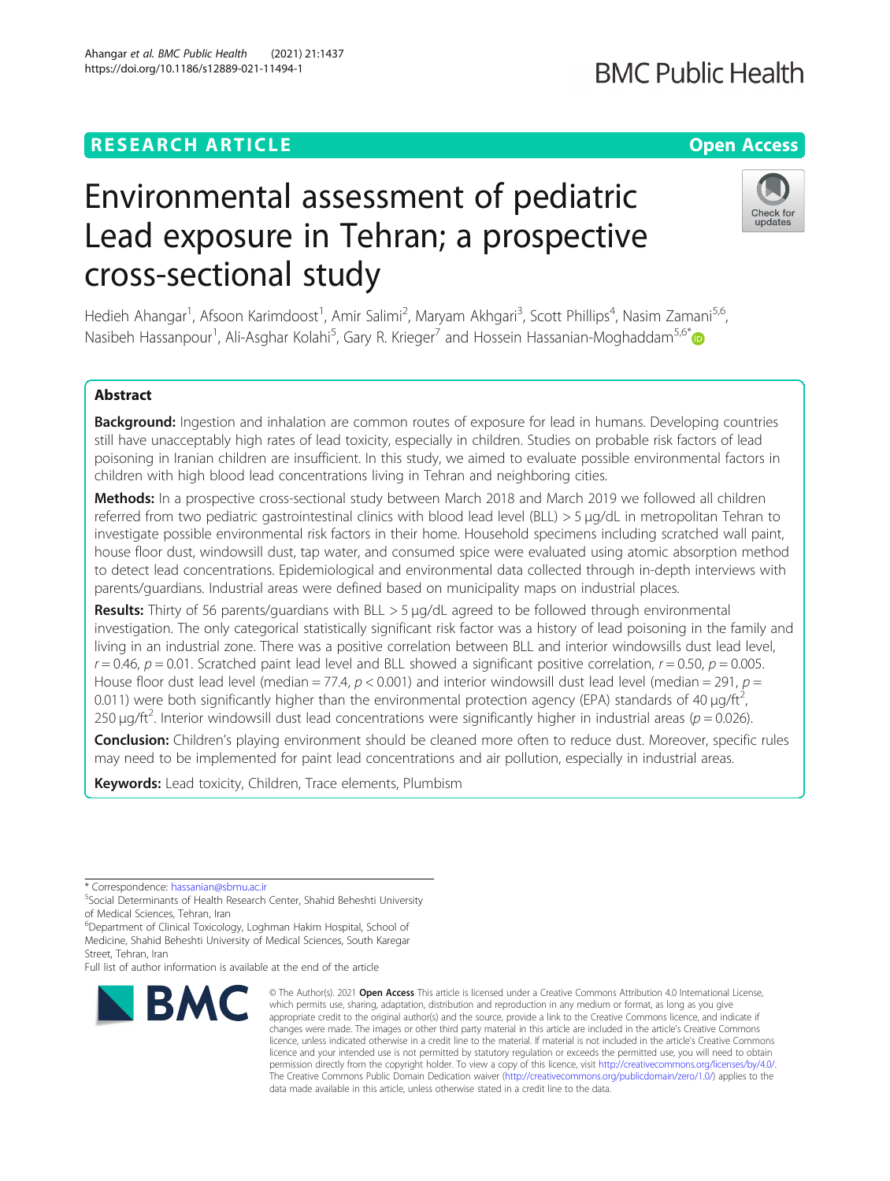RESEARCH ARTICLE

Open Access

# Environmental assessment of pediatric Lead exposure in Tehran; a prospective cross-sectional study

Hedieh Ahangar[1], Afsoon Karimdoost[1], Amir Salimi[2], Maryam Akhgari[3], Scott Phillips[4], Nasim Zamani[5,6], Nasibeh Hassanpour[1], Ali-Asghar Kolahi[5], Gary R. Krieger[7] and Hossein Hassanian-Moghaddam[5,6*]

## Abstract

**Background:** Ingestion and inhalation are common routes of exposure for lead in humans. Developing countries still have unacceptably high rates of lead toxicity, especially in children. Studies on probable risk factors of lead poisoning in Iranian children are insufficient. In this study, we aimed to evaluate possible environmental factors in children with high blood lead concentrations living in Tehran and neighboring cities.

**Methods:** In a prospective cross-sectional study between March 2018 and March 2019 we followed all children referred from two pediatric gastrointestinal clinics with blood lead level (BLL) > 5 μg/dL in metropolitan Tehran to investigate possible environmental risk factors in their home. Household specimens including scratched wall paint, house floor dust, windowsill dust, tap water, and consumed spice were evaluated using atomic absorption method to detect lead concentrations. Epidemiological and environmental data collected through in-depth interviews with parents/guardians. Industrial areas were defined based on municipality maps on industrial places.

**Results:** Thirty of 56 parents/guardians with BLL > 5 μg/dL agreed to be followed through environmental investigation. The only categorical statistically significant risk factor was a history of lead poisoning in the family and living in an industrial zone. There was a positive correlation between BLL and interior windowsills dust lead level, $r = 0.46$, $p = 0.01$. Scratched paint lead level and BLL showed a significant positive correlation, $r = 0.50$, $p = 0.005$. House floor dust lead level (median = 77.4, $p < 0.001$) and interior windowsill dust lead level (median = 291, $p = 0.011$) were both significantly higher than the environmental protection agency (EPA) standards of 40 μg/ft$^2$, 250 μg/ft$^2$. Interior windowsill dust lead concentrations were significantly higher in industrial areas ($p = 0.026$).

**Conclusion:** Children's playing environment should be cleaned more often to reduce dust. Moreover, specific rules may need to be implemented for paint lead concentrations and air pollution, especially in industrial areas.

**Keywords:** Lead toxicity, Children, Trace elements, Plumbism

---

* Correspondence: hassanian@sbmu.ac.ir
[5]Social Determinants of Health Research Center, Shahid Beheshti University of Medical Sciences, Tehran, Iran
[6]Department of Clinical Toxicology, Loghman Hakim Hospital, School of Medicine, Shahid Beheshti University of Medical Sciences, South Karegar Street, Tehran, Iran
Full list of author information is available at the end of the article

© The Author(s). 2021 **Open Access** This article is licensed under a Creative Commons Attribution 4.0 International License, which permits use, sharing, adaptation, distribution and reproduction in any medium or format, as long as you give appropriate credit to the original author(s) and the source, provide a link to the Creative Commons licence, and indicate if changes were made. The images or other third party material in this article are included in the article's Creative Commons licence, unless indicated otherwise in a credit line to the material. If material is not included in the article's Creative Commons licence and your intended use is not permitted by statutory regulation or exceeds the permitted use, you will need to obtain permission directly from the copyright holder. To view a copy of this licence, visit http://creativecommons.org/licenses/by/4.0/. The Creative Commons Public Domain Dedication waiver (http://creativecommons.org/publicdomain/zero/1.0/) applies to the data made available in this article, unless otherwise stated in a credit line to the data.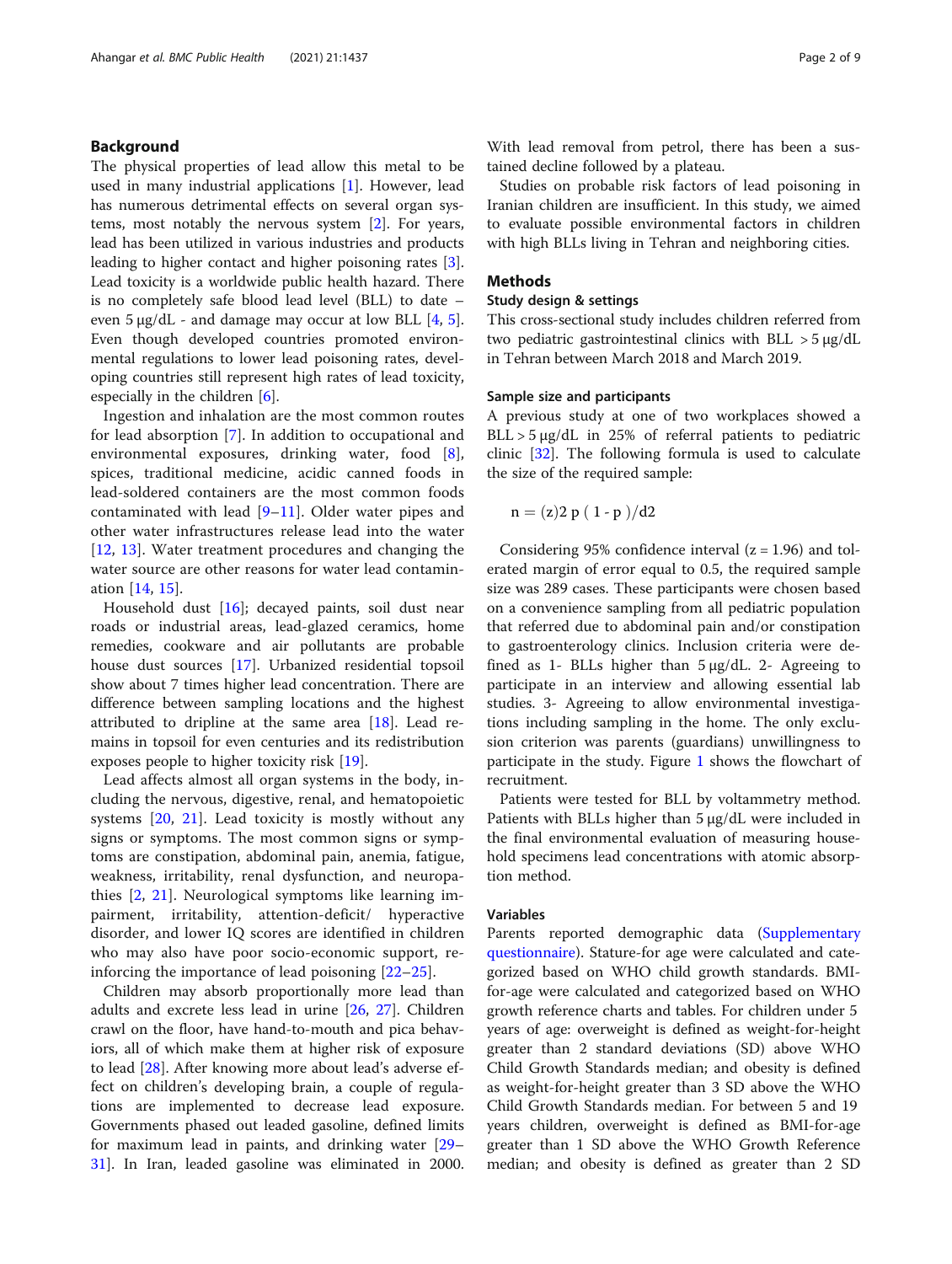## Background

The physical properties of lead allow this metal to be used in many industrial applications [1]. However, lead has numerous detrimental effects on several organ systems, most notably the nervous system [2]. For years, lead has been utilized in various industries and products leading to higher contact and higher poisoning rates [3]. Lead toxicity is a worldwide public health hazard. There is no completely safe blood lead level (BLL) to date – even 5 μg/dL - and damage may occur at low BLL [4, 5]. Even though developed countries promoted environmental regulations to lower lead poisoning rates, developing countries still represent high rates of lead toxicity, especially in the children [6].

Ingestion and inhalation are the most common routes for lead absorption [7]. In addition to occupational and environmental exposures, drinking water, food [8], spices, traditional medicine, acidic canned foods in lead-soldered containers are the most common foods contaminated with lead [9–11]. Older water pipes and other water infrastructures release lead into the water [12, 13]. Water treatment procedures and changing the water source are other reasons for water lead contamination [14, 15].

Household dust [16]; decayed paints, soil dust near roads or industrial areas, lead-glazed ceramics, home remedies, cookware and air pollutants are probable house dust sources [17]. Urbanized residential topsoil show about 7 times higher lead concentration. There are difference between sampling locations and the highest attributed to dripline at the same area [18]. Lead remains in topsoil for even centuries and its redistribution exposes people to higher toxicity risk [19].

Lead affects almost all organ systems in the body, including the nervous, digestive, renal, and hematopoietic systems [20, 21]. Lead toxicity is mostly without any signs or symptoms. The most common signs or symptoms are constipation, abdominal pain, anemia, fatigue, weakness, irritability, renal dysfunction, and neuropathies [2, 21]. Neurological symptoms like learning impairment, irritability, attention-deficit/ hyperactive disorder, and lower IQ scores are identified in children who may also have poor socio-economic support, reinforcing the importance of lead poisoning [22–25].

Children may absorb proportionally more lead than adults and excrete less lead in urine [26, 27]. Children crawl on the floor, have hand-to-mouth and pica behaviors, all of which make them at higher risk of exposure to lead [28]. After knowing more about lead's adverse effect on children's developing brain, a couple of regulations are implemented to decrease lead exposure. Governments phased out leaded gasoline, defined limits for maximum lead in paints, and drinking water [29–31]. In Iran, leaded gasoline was eliminated in 2000. With lead removal from petrol, there has been a sustained decline followed by a plateau.

Studies on probable risk factors of lead poisoning in Iranian children are insufficient. In this study, we aimed to evaluate possible environmental factors in children with high BLLs living in Tehran and neighboring cities.

## Methods

### Study design & settings

This cross-sectional study includes children referred from two pediatric gastrointestinal clinics with BLL > 5 μg/dL in Tehran between March 2018 and March 2019.

### Sample size and participants

A previous study at one of two workplaces showed a BLL > 5 μg/dL in 25% of referral patients to pediatric clinic [32]. The following formula is used to calculate the size of the required sample:

$$n = (z)2\ p\ (1 - p)/d2$$

Considering 95% confidence interval (z = 1.96) and tolerated margin of error equal to 0.5, the required sample size was 289 cases. These participants were chosen based on a convenience sampling from all pediatric population that referred due to abdominal pain and/or constipation to gastroenterology clinics. Inclusion criteria were defined as 1- BLLs higher than 5 μg/dL. 2- Agreeing to participate in an interview and allowing essential lab studies. 3- Agreeing to allow environmental investigations including sampling in the home. The only exclusion criterion was parents (guardians) unwillingness to participate in the study. Figure 1 shows the flowchart of recruitment.

Patients were tested for BLL by voltammetry method. Patients with BLLs higher than 5 μg/dL were included in the final environmental evaluation of measuring household specimens lead concentrations with atomic absorption method.

### Variables

Parents reported demographic data (Supplementary questionnaire). Stature-for age were calculated and categorized based on WHO child growth standards. BMI-for-age were calculated and categorized based on WHO growth reference charts and tables. For children under 5 years of age: overweight is defined as weight-for-height greater than 2 standard deviations (SD) above WHO Child Growth Standards median; and obesity is defined as weight-for-height greater than 3 SD above the WHO Child Growth Standards median. For between 5 and 19 years children, overweight is defined as BMI-for-age greater than 1 SD above the WHO Growth Reference median; and obesity is defined as greater than 2 SD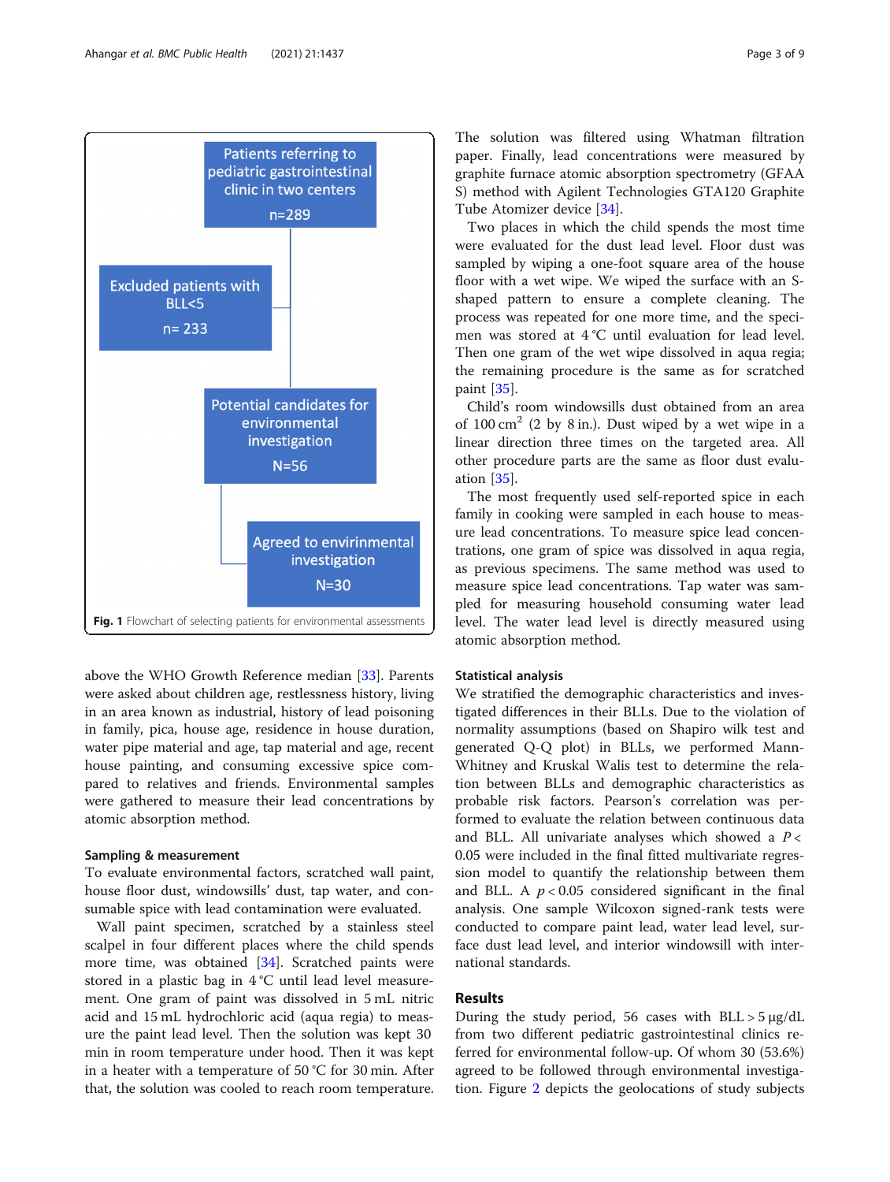Patients referring to pediatric gastrointestinal clinic in two centers n=289

Excluded patients with BLL<5 n= 233

Potential candidates for environmental investigation N=56

Agreed to envirinmental investigation N=30

**Fig. 1** Flowchart of selecting patients for environmental assessments

above the WHO Growth Reference median [33]. Parents were asked about children age, restlessness history, living in an area known as industrial, history of lead poisoning in family, pica, house age, residence in house duration, water pipe material and age, tap material and age, recent house painting, and consuming excessive spice compared to relatives and friends. Environmental samples were gathered to measure their lead concentrations by atomic absorption method.

### Sampling & measurement

To evaluate environmental factors, scratched wall paint, house floor dust, windowsills' dust, tap water, and consumable spice with lead contamination were evaluated.

Wall paint specimen, scratched by a stainless steel scalpel in four different places where the child spends more time, was obtained [34]. Scratched paints were stored in a plastic bag in 4 °C until lead level measurement. One gram of paint was dissolved in 5 mL nitric acid and 15 mL hydrochloric acid (aqua regia) to measure the paint lead level. Then the solution was kept 30 min in room temperature under hood. Then it was kept in a heater with a temperature of 50 °C for 30 min. After that, the solution was cooled to reach room temperature. The solution was filtered using Whatman filtration paper. Finally, lead concentrations were measured by graphite furnace atomic absorption spectrometry (GFAAS) method with Agilent Technologies GTA120 Graphite Tube Atomizer device [34].

Two places in which the child spends the most time were evaluated for the dust lead level. Floor dust was sampled by wiping a one-foot square area of the house floor with a wet wipe. We wiped the surface with an S-shaped pattern to ensure a complete cleaning. The process was repeated for one more time, and the specimen was stored at 4 °C until evaluation for lead level. Then one gram of the wet wipe dissolved in aqua regia; the remaining procedure is the same as for scratched paint [35].

Child's room windowsills dust obtained from an area of 100 $cm^2$ (2 by 8 in.). Dust wiped by a wet wipe in a linear direction three times on the targeted area. All other procedure parts are the same as floor dust evaluation [35].

The most frequently used self-reported spice in each family in cooking were sampled in each house to measure lead concentrations. To measure spice lead concentrations, one gram of spice was dissolved in aqua regia, as previous specimens. The same method was used to measure spice lead concentrations. Tap water was sampled for measuring household consuming water lead level. The water lead level is directly measured using atomic absorption method.

### Statistical analysis

We stratified the demographic characteristics and investigated differences in their BLLs. Due to the violation of normality assumptions (based on Shapiro wilk test and generated Q-Q plot) in BLLs, we performed Mann-Whitney and Kruskal Walis test to determine the relation between BLLs and demographic characteristics as probable risk factors. Pearson's correlation was performed to evaluate the relation between continuous data and BLL. All univariate analyses which showed a $P < 0.05$ were included in the final fitted multivariate regression model to quantify the relationship between them and BLL. A $p < 0.05$ considered significant in the final analysis. One sample Wilcoxon signed-rank tests were conducted to compare paint lead, water lead level, surface dust lead level, and interior windowsill with international standards.

## Results

During the study period, 56 cases with BLL > 5 μg/dL from two different pediatric gastrointestinal clinics referred for environmental follow-up. Of whom 30 (53.6%) agreed to be followed through environmental investigation. Figure 2 depicts the geolocations of study subjects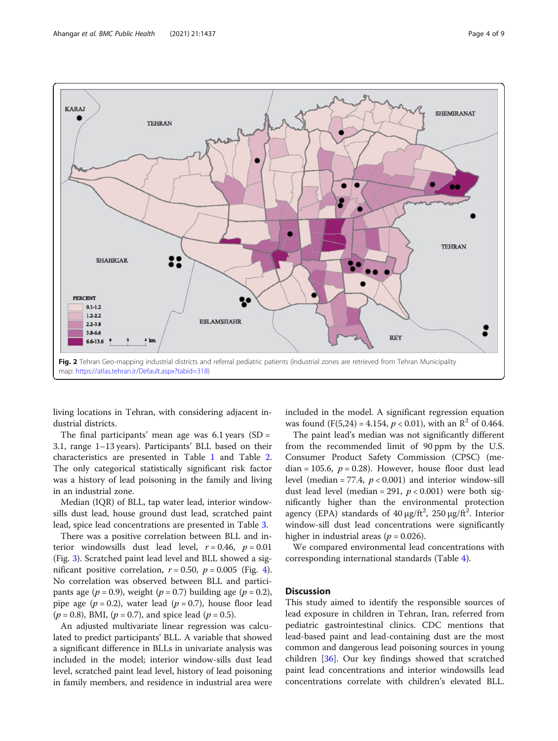Fig. 2 Tehran Geo-mapping industrial districts and referral pediatric patients (Industrial zones are retrieved from Tehran Municipality map: https://atlas.tehran.ir/Default.aspx?tabid=318)

living locations in Tehran, with considering adjacent industrial districts.

The final participants' mean age was 6.1 years (SD = 3.1, range 1–13 years). Participants' BLL based on their characteristics are presented in Table 1 and Table 2. The only categorical statistically significant risk factor was a history of lead poisoning in the family and living in an industrial zone.

Median (IQR) of BLL, tap water lead, interior window-sills dust lead, house ground dust lead, scratched paint lead, spice lead concentrations are presented in Table 3.

There was a positive correlation between BLL and interior windowsills dust lead level, $r = 0.46$, $p = 0.01$ (Fig. 3). Scratched paint lead level and BLL showed a significant positive correlation, $r = 0.50$, $p = 0.005$ (Fig. 4). No correlation was observed between BLL and participants age ($p = 0.9$), weight ($p = 0.7$) building age ($p = 0.2$), pipe age ($p = 0.2$), water lead ($p = 0.7$), house floor lead ($p = 0.8$), BMI, ($p = 0.7$), and spice lead ($p = 0.5$).

An adjusted multivariate linear regression was calculated to predict participants' BLL. A variable that showed a significant difference in BLLs in univariate analysis was included in the model; interior window-sills dust lead level, scratched paint lead level, history of lead poisoning in family members, and residence in industrial area were included in the model. A significant regression equation was found ($F(5,24) = 4.154$, $p < 0.01$), with an $R^2$ of 0.464.

The paint lead's median was not significantly different from the recommended limit of 90 ppm by the U.S. Consumer Product Safety Commission (CPSC) (median = 105.6, $p = 0.28$). However, house floor dust lead level (median = 77.4, $p < 0.001$) and interior window-sill dust lead level (median = 291, $p < 0.001$) were both significantly higher than the environmental protection agency (EPA) standards of 40 μg/ft$^2$, 250 μg/ft$^2$. Interior window-sill dust lead concentrations were significantly higher in industrial areas ($p = 0.026$).

We compared environmental lead concentrations with corresponding international standards (Table 4).

## Discussion

This study aimed to identify the responsible sources of lead exposure in children in Tehran, Iran, referred from pediatric gastrointestinal clinics. CDC mentions that lead-based paint and lead-containing dust are the most common and dangerous lead poisoning sources in young children [36]. Our key findings showed that scratched paint lead concentrations and interior windowsills lead concentrations correlate with children's elevated BLL.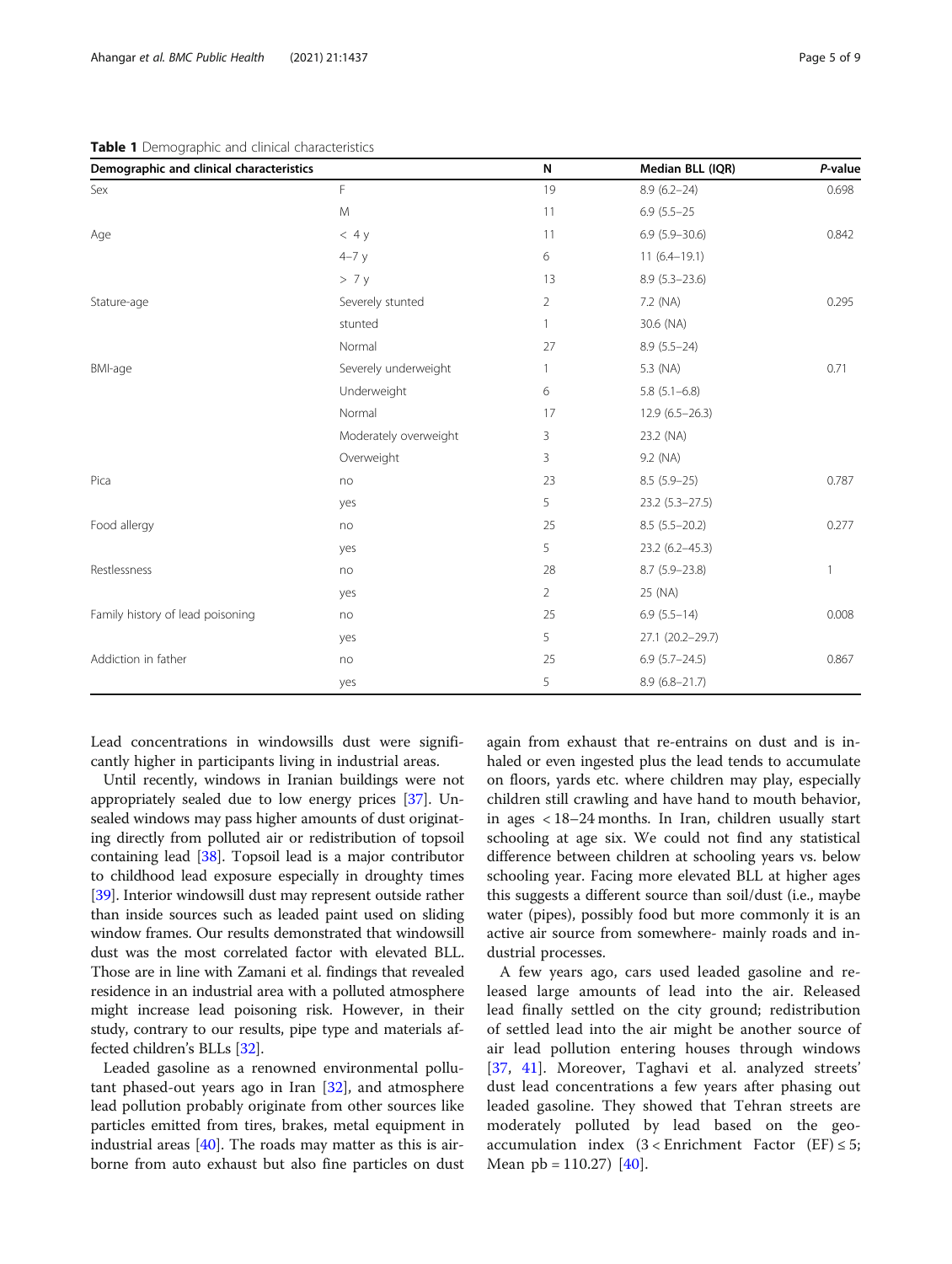**Table 1** Demographic and clinical characteristics

| Demographic and clinical characteristics | | N | Median BLL (IQR) | P-value |
|---|---|---|---|---|
| Sex | F | 19 | 8.9 (6.2–24) | 0.698 |
| | M | 11 | 6.9 (5.5–25 | |
| Age | < 4 y | 11 | 6.9 (5.9–30.6) | 0.842 |
| | 4–7 y | 6 | 11 (6.4–19.1) | |
| | > 7 y | 13 | 8.9 (5.3–23.6) | |
| Stature-age | Severely stunted | 2 | 7.2 (NA) | 0.295 |
| | stunted | 1 | 30.6 (NA) | |
| | Normal | 27 | 8.9 (5.5–24) | |
| BMI-age | Severely underweight | 1 | 5.3 (NA) | 0.71 |
| | Underweight | 6 | 5.8 (5.1–6.8) | |
| | Normal | 17 | 12.9 (6.5–26.3) | |
| | Moderately overweight | 3 | 23.2 (NA) | |
| | Overweight | 3 | 9.2 (NA) | |
| Pica | no | 23 | 8.5 (5.9–25) | 0.787 |
| | yes | 5 | 23.2 (5.3–27.5) | |
| Food allergy | no | 25 | 8.5 (5.5–20.2) | 0.277 |
| | yes | 5 | 23.2 (6.2–45.3) | |
| Restlessness | no | 28 | 8.7 (5.9–23.8) | 1 |
| | yes | 2 | 25 (NA) | |
| Family history of lead poisoning | no | 25 | 6.9 (5.5–14) | 0.008 |
| | yes | 5 | 27.1 (20.2–29.7) | |
| Addiction in father | no | 25 | 6.9 (5.7–24.5) | 0.867 |
| | yes | 5 | 8.9 (6.8–21.7) | |

Lead concentrations in windowsills dust were significantly higher in participants living in industrial areas.

Until recently, windows in Iranian buildings were not appropriately sealed due to low energy prices [37]. Unsealed windows may pass higher amounts of dust originating directly from polluted air or redistribution of topsoil containing lead [38]. Topsoil lead is a major contributor to childhood lead exposure especially in droughty times [39]. Interior windowsill dust may represent outside rather than inside sources such as leaded paint used on sliding window frames. Our results demonstrated that windowsill dust was the most correlated factor with elevated BLL. Those are in line with Zamani et al. findings that revealed residence in an industrial area with a polluted atmosphere might increase lead poisoning risk. However, in their study, contrary to our results, pipe type and materials affected children's BLLs [32].

Leaded gasoline as a renowned environmental pollutant phased-out years ago in Iran [32], and atmosphere lead pollution probably originate from other sources like particles emitted from tires, brakes, metal equipment in industrial areas [40]. The roads may matter as this is airborne from auto exhaust but also fine particles on dust again from exhaust that re-entrains on dust and is inhaled or even ingested plus the lead tends to accumulate on floors, yards etc. where children may play, especially children still crawling and have hand to mouth behavior, in ages < 18–24 months. In Iran, children usually start schooling at age six. We could not find any statistical difference between children at schooling years vs. below schooling year. Facing more elevated BLL at higher ages this suggests a different source than soil/dust (i.e., maybe water (pipes), possibly food but more commonly it is an active air source from somewhere- mainly roads and industrial processes.

A few years ago, cars used leaded gasoline and released large amounts of lead into the air. Released lead finally settled on the city ground; redistribution of settled lead into the air might be another source of air lead pollution entering houses through windows [37, 41]. Moreover, Taghavi et al. analyzed streets' dust lead concentrations a few years after phasing out leaded gasoline. They showed that Tehran streets are moderately polluted by lead based on the geo-accumulation index ($3 < \text{Enrichment Factor (EF)} \leq 5$; Mean pb = 110.27) [40].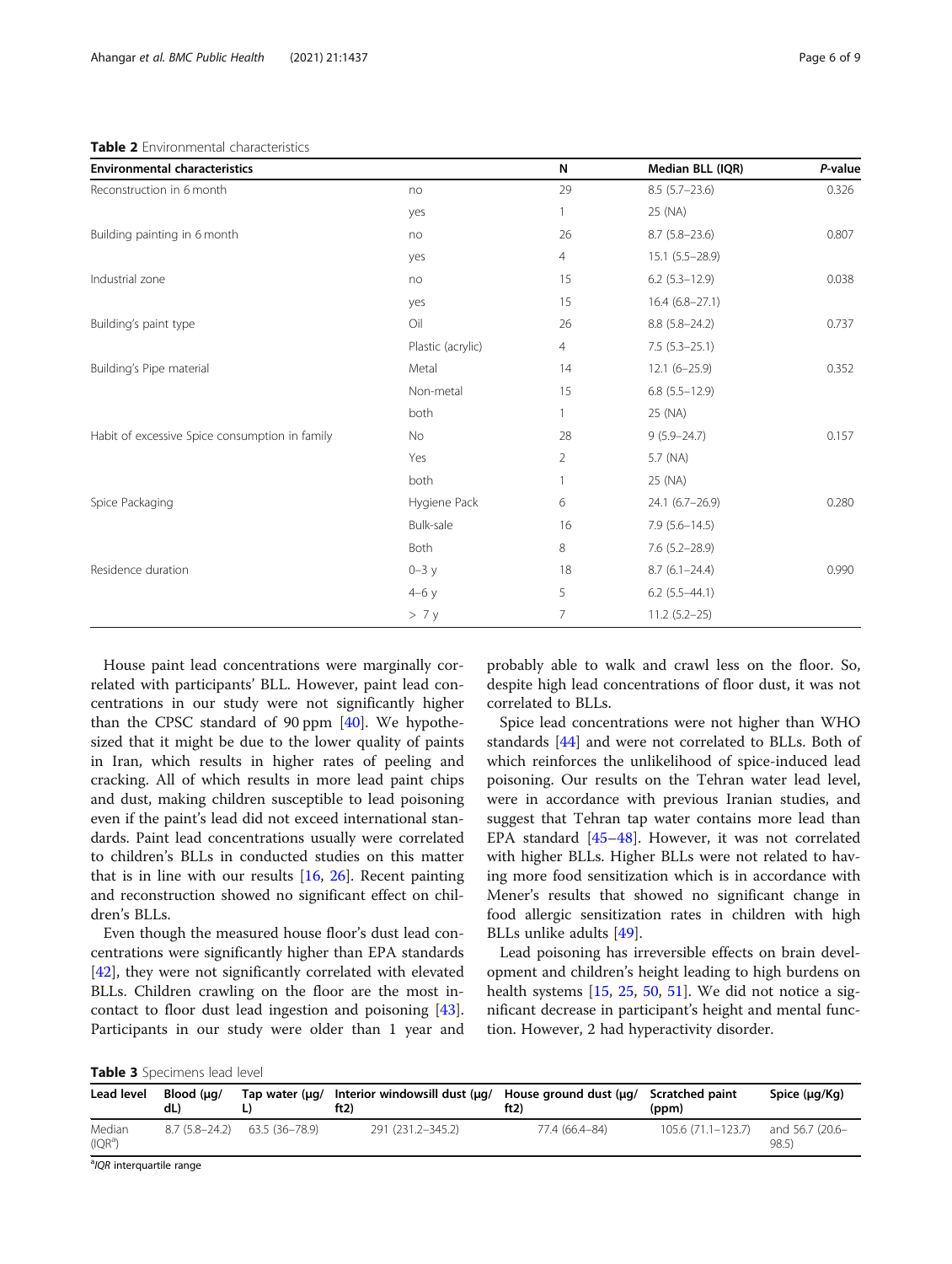**Table 2** Environmental characteristics

| Environmental characteristics | | N | Median BLL (IQR) | *P*-value |
| --- | --- | --- | --- | --- |
| Reconstruction in 6 month | no | 29 | 8.5 (5.7–23.6) | 0.326 |
| | yes | 1 | 25 (NA) | |
| Building painting in 6 month | no | 26 | 8.7 (5.8–23.6) | 0.807 |
| | yes | 4 | 15.1 (5.5–28.9) | |
| Industrial zone | no | 15 | 6.2 (5.3–12.9) | 0.038 |
| | yes | 15 | 16.4 (6.8–27.1) | |
| Building's paint type | Oil | 26 | 8.8 (5.8–24.2) | 0.737 |
| | Plastic (acrylic) | 4 | 7.5 (5.3–25.1) | |
| Building's Pipe material | Metal | 14 | 12.1 (6–25.9) | 0.352 |
| | Non-metal | 15 | 6.8 (5.5–12.9) | |
| | both | 1 | 25 (NA) | |
| Habit of excessive Spice consumption in family | No | 28 | 9 (5.9–24.7) | 0.157 |
| | Yes | 2 | 5.7 (NA) | |
| | both | 1 | 25 (NA) | |
| Spice Packaging | Hygiene Pack | 6 | 24.1 (6.7–26.9) | 0.280 |
| | Bulk-sale | 16 | 7.9 (5.6–14.5) | |
| | Both | 8 | 7.6 (5.2–28.9) | |
| Residence duration | 0–3 y | 18 | 8.7 (6.1–24.4) | 0.990 |
| | 4–6 y | 5 | 6.2 (5.5–44.1) | |
| | > 7 y | 7 | 11.2 (5.2–25) | |

House paint lead concentrations were marginally correlated with participants' BLL. However, paint lead concentrations in our study were not significantly higher than the CPSC standard of 90 ppm [40]. We hypothesized that it might be due to the lower quality of paints in Iran, which results in higher rates of peeling and cracking. All of which results in more lead paint chips and dust, making children susceptible to lead poisoning even if the paint's lead did not exceed international standards. Paint lead concentrations usually were correlated to children's BLLs in conducted studies on this matter that is in line with our results [16, 26]. Recent painting and reconstruction showed no significant effect on children's BLLs.

Even though the measured house floor's dust lead concentrations were significantly higher than EPA standards [42], they were not significantly correlated with elevated BLLs. Children crawling on the floor are the most in-contact to floor dust lead ingestion and poisoning [43]. Participants in our study were older than 1 year and probably able to walk and crawl less on the floor. So, despite high lead concentrations of floor dust, it was not correlated to BLLs.

Spice lead concentrations were not higher than WHO standards [44] and were not correlated to BLLs. Both of which reinforces the unlikelihood of spice-induced lead poisoning. Our results on the Tehran water lead level, were in accordance with previous Iranian studies, and suggest that Tehran tap water contains more lead than EPA standard [45–48]. However, it was not correlated with higher BLLs. Higher BLLs were not related to having more food sensitization which is in accordance with Mener's results that showed no significant change in food allergic sensitization rates in children with high BLLs unlike adults [49].

Lead poisoning has irreversible effects on brain development and children's height leading to high burdens on health systems [15, 25, 50, 51]. We did not notice a significant decrease in participant's height and mental function. However, 2 had hyperactivity disorder.

**Table 3** Specimens lead level

| Lead level | Blood (μg/dL) | Tap water (μg/L) | Interior windowsill dust (μg/ft2) | House ground dust (μg/ft2) | Scratched paint (ppm) | Spice (μg/Kg) |
| --- | --- | --- | --- | --- | --- | --- |
| Median (IQR[a]) | 8.7 (5.8–24.2) | 63.5 (36–78.9) | 291 (231.2–345.2) | 77.4 (66.4–84) | 105.6 (71.1–123.7) | and 56.7 (20.6–98.5) |

[a]*IQR* interquartile range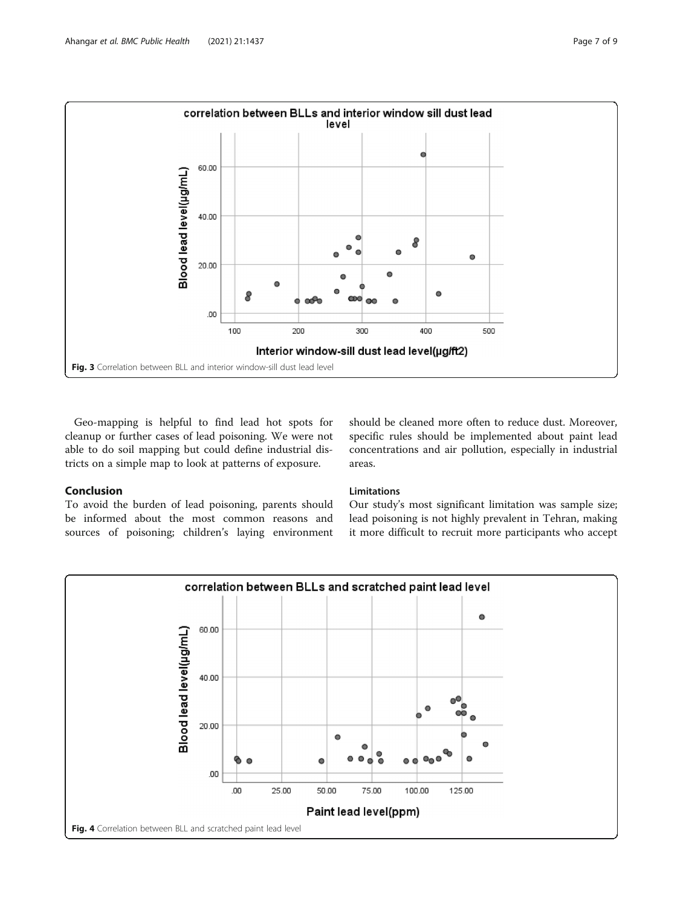Fig. 3 Correlation between BLL and interior window-sill dust lead level

Geo-mapping is helpful to find lead hot spots for cleanup or further cases of lead poisoning. We were not able to do soil mapping but could define industrial districts on a simple map to look at patterns of exposure.

## Conclusion

To avoid the burden of lead poisoning, parents should be informed about the most common reasons and sources of poisoning; children's laying environment should be cleaned more often to reduce dust. Moreover, specific rules should be implemented about paint lead concentrations and air pollution, especially in industrial areas.

### Limitations

Our study's most significant limitation was sample size; lead poisoning is not highly prevalent in Tehran, making it more difficult to recruit more participants who accept

Fig. 4 Correlation between BLL and scratched paint lead level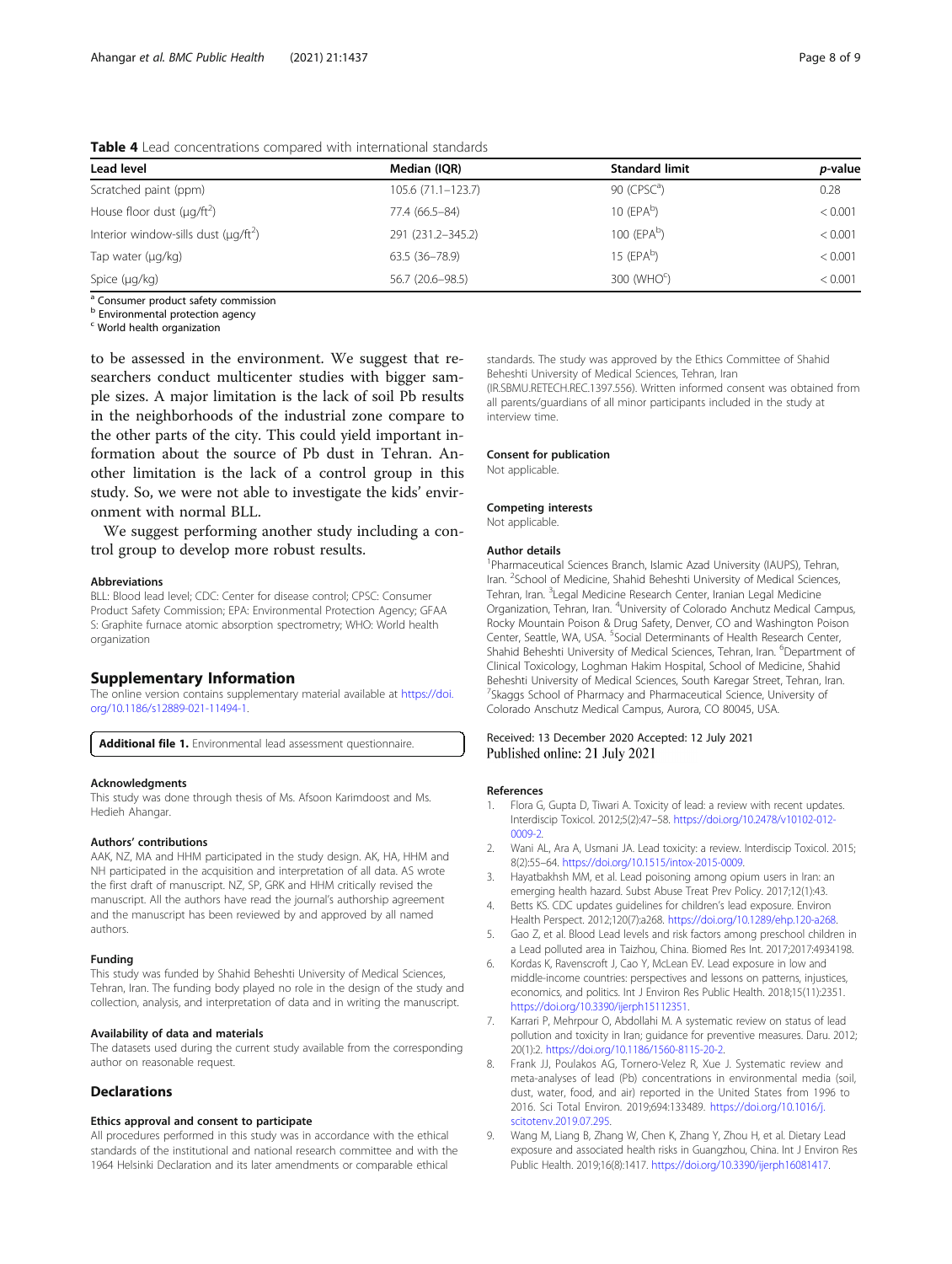**Table 4** Lead concentrations compared with international standards

| Lead level | Median (IQR) | Standard limit | *p*-value |
|---|---|---|---|
| Scratched paint (ppm) | 105.6 (71.1–123.7) | 90 (CPSC[a]) | 0.28 |
| House floor dust (μg/ft$^2$) | 77.4 (66.5–84) | 10 (EPA[b]) | < 0.001 |
| Interior window-sills dust (μg/ft$^2$) | 291 (231.2–345.2) | 100 (EPA[b]) | < 0.001 |
| Tap water (μg/kg) | 63.5 (36–78.9) | 15 (EPA[b]) | < 0.001 |
| Spice (μg/kg) | 56.7 (20.6–98.5) | 300 (WHO[c]) | < 0.001 |

[a] Consumer product safety commission
[b] Environmental protection agency
[c] World health organization

to be assessed in the environment. We suggest that researchers conduct multicenter studies with bigger sample sizes. A major limitation is the lack of soil Pb results in the neighborhoods of the industrial zone compare to the other parts of the city. This could yield important information about the source of Pb dust in Tehran. Another limitation is the lack of a control group in this study. So, we were not able to investigate the kids' environment with normal BLL.

We suggest performing another study including a control group to develop more robust results.

#### Abbreviations

BLL: Blood lead level; CDC: Center for disease control; CPSC: Consumer Product Safety Commission; EPA: Environmental Protection Agency; GFAAS: Graphite furnace atomic absorption spectrometry; WHO: World health organization

## Supplementary Information

The online version contains supplementary material available at https://doi.org/10.1186/s12889-021-11494-1.

**Additional file 1.** Environmental lead assessment questionnaire.

#### Acknowledgments

This study was done through thesis of Ms. Afsoon Karimdoost and Ms. Hedieh Ahangar.

#### Authors' contributions

AAK, NZ, MA and HHM participated in the study design. AK, HA, HHM and NH participated in the acquisition and interpretation of all data. AS wrote the first draft of manuscript. NZ, SP, GRK and HHM critically revised the manuscript. All the authors have read the journal's authorship agreement and the manuscript has been reviewed by and approved by all named authors.

#### Funding

This study was funded by Shahid Beheshti University of Medical Sciences, Tehran, Iran. The funding body played no role in the design of the study and collection, analysis, and interpretation of data and in writing the manuscript.

#### Availability of data and materials

The datasets used during the current study available from the corresponding author on reasonable request.

## Declarations

#### Ethics approval and consent to participate

All procedures performed in this study was in accordance with the ethical standards of the institutional and national research committee and with the 1964 Helsinki Declaration and its later amendments or comparable ethical standards. The study was approved by the Ethics Committee of Shahid Beheshti University of Medical Sciences, Tehran, Iran (IR.SBMU.RETECH.REC.1397.556). Written informed consent was obtained from all parents/guardians of all minor participants included in the study at interview time.

#### Consent for publication

Not applicable.

#### Competing interests

Not applicable.

#### Author details

[1]Pharmaceutical Sciences Branch, Islamic Azad University (IAUPS), Tehran, Iran. [2]School of Medicine, Shahid Beheshti University of Medical Sciences, Tehran, Iran. [3]Legal Medicine Research Center, Iranian Legal Medicine Organization, Tehran, Iran. [4]University of Colorado Anchutz Medical Campus, Rocky Mountain Poison & Drug Safety, Denver, CO and Washington Poison Center, Seattle, WA, USA. [5]Social Determinants of Health Research Center, Shahid Beheshti University of Medical Sciences, Tehran, Iran. [6]Department of Clinical Toxicology, Loghman Hakim Hospital, School of Medicine, Shahid Beheshti University of Medical Sciences, South Karegar Street, Tehran, Iran. [7]Skaggs School of Pharmacy and Pharmaceutical Science, University of Colorado Anschutz Medical Campus, Aurora, CO 80045, USA.

Received: 13 December 2020 Accepted: 12 July 2021
Published online: 21 July 2021

#### References

1. Flora G, Gupta D, Tiwari A. Toxicity of lead: a review with recent updates. Interdiscip Toxicol. 2012;5(2):47–58. https://doi.org/10.2478/v10102-012-0009-2.
2. Wani AL, Ara A, Usmani JA. Lead toxicity: a review. Interdiscip Toxicol. 2015;8(2):55–64. https://doi.org/10.1515/intox-2015-0009.
3. Hayatbakhsh MM, et al. Lead poisoning among opium users in Iran: an emerging health hazard. Subst Abuse Treat Prev Policy. 2017;12(1):43.
4. Betts KS. CDC updates guidelines for children's lead exposure. Environ Health Perspect. 2012;120(7):a268. https://doi.org/10.1289/ehp.120-a268.
5. Gao Z, et al. Blood Lead levels and risk factors among preschool children in a Lead polluted area in Taizhou, China. Biomed Res Int. 2017;2017:4934198.
6. Kordas K, Ravenscroft J, Cao Y, McLean EV. Lead exposure in low and middle-income countries: perspectives and lessons on patterns, injustices, economics, and politics. Int J Environ Res Public Health. 2018;15(11):2351. https://doi.org/10.3390/ijerph15112351.
7. Karrari P, Mehrpour O, Abdollahi M. A systematic review on status of lead pollution and toxicity in Iran; guidance for preventive measures. Daru. 2012;20(1):2. https://doi.org/10.1186/1560-8115-20-2.
8. Frank JJ, Poulakos AG, Tornero-Velez R, Xue J. Systematic review and meta-analyses of lead (Pb) concentrations in environmental media (soil, dust, water, food, and air) reported in the United States from 1996 to 2016. Sci Total Environ. 2019;694:133489. https://doi.org/10.1016/j.scitotenv.2019.07.295.
9. Wang M, Liang B, Zhang W, Chen K, Zhang Y, Zhou H, et al. Dietary Lead exposure and associated health risks in Guangzhou, China. Int J Environ Res Public Health. 2019;16(8):1417. https://doi.org/10.3390/ijerph16081417.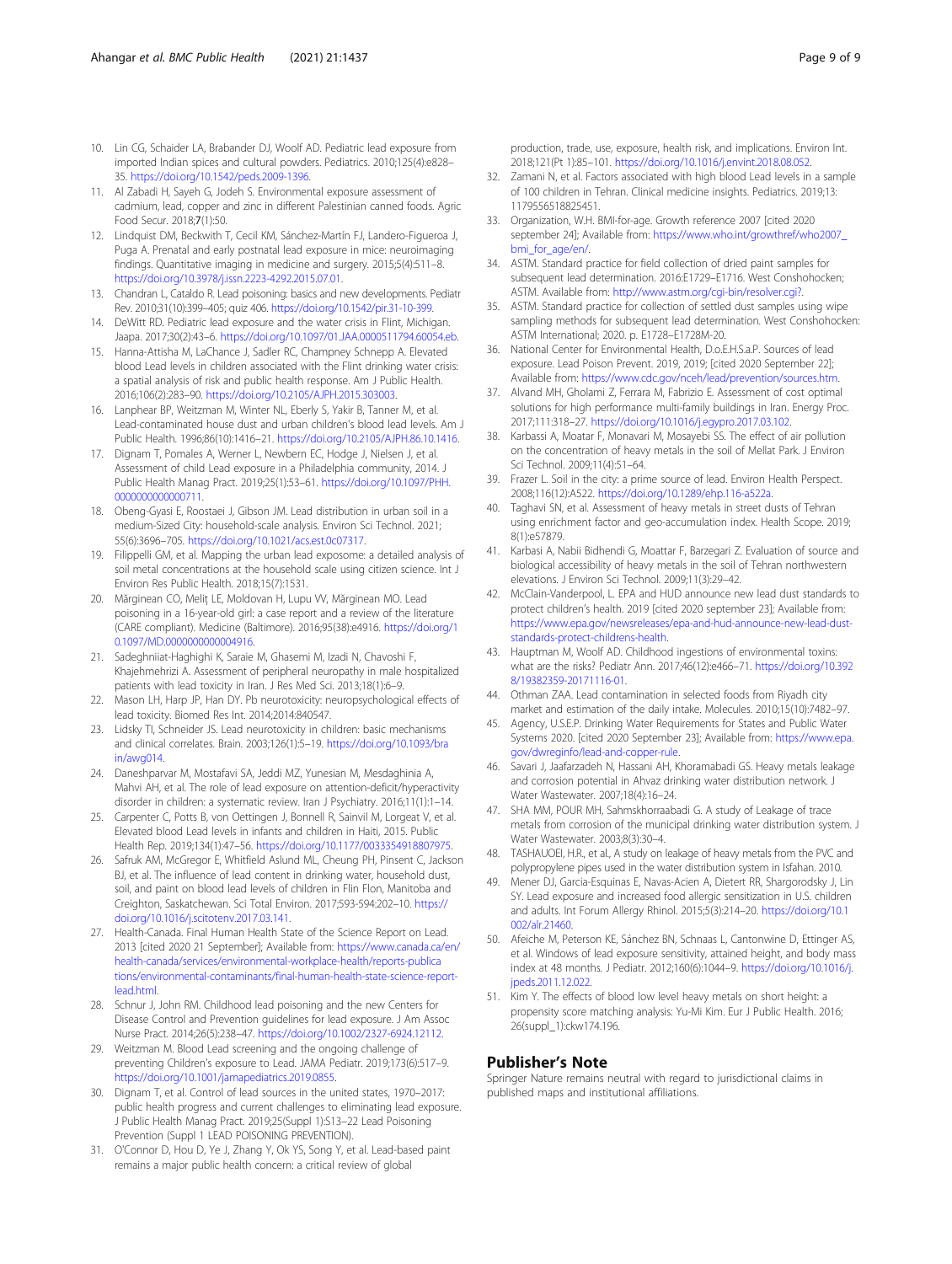10. Lin CG, Schaider LA, Brabander DJ, Woolf AD. Pediatric lead exposure from imported Indian spices and cultural powders. Pediatrics. 2010;125(4):e828–35. https://doi.org/10.1542/peds.2009-1396.
11. Al Zabadi H, Sayeh G, Jodeh S. Environmental exposure assessment of cadmium, lead, copper and zinc in different Palestinian canned foods. Agric Food Secur. 2018;**7**(1):50.
12. Lindquist DM, Beckwith T, Cecil KM, Sánchez-Martín FJ, Landero-Figueroa J, Puga A. Prenatal and early postnatal lead exposure in mice: neuroimaging findings. Quantitative imaging in medicine and surgery. 2015;5(4):511–8. https://doi.org/10.3978/j.issn.2223-4292.2015.07.01.
13. Chandran L, Cataldo R. Lead poisoning: basics and new developments. Pediatr Rev. 2010;31(10):399–405; quiz 406. https://doi.org/10.1542/pir.31-10-399.
14. DeWitt RD. Pediatric lead exposure and the water crisis in Flint, Michigan. Jaapa. 2017;30(2):43–6. https://doi.org/10.1097/01.JAA.0000511794.60054.eb.
15. Hanna-Attisha M, LaChance J, Sadler RC, Champney Schnepp A. Elevated blood Lead levels in children associated with the Flint drinking water crisis: a spatial analysis of risk and public health response. Am J Public Health. 2016;106(2):283–90. https://doi.org/10.2105/AJPH.2015.303003.
16. Lanphear BP, Weitzman M, Winter NL, Eberly S, Yakir B, Tanner M, et al. Lead-contaminated house dust and urban children's blood lead levels. Am J Public Health. 1996;86(10):1416–21. https://doi.org/10.2105/AJPH.86.10.1416.
17. Dignam T, Pomales A, Werner L, Newbern EC, Hodge J, Nielsen J, et al. Assessment of child Lead exposure in a Philadelphia community, 2014. J Public Health Manag Pract. 2019;25(1):53–61. https://doi.org/10.1097/PHH.0000000000000711.
18. Obeng-Gyasi E, Roostaei J, Gibson JM. Lead distribution in urban soil in a medium-Sized City: household-scale analysis. Environ Sci Technol. 2021; 55(6):3696–705. https://doi.org/10.1021/acs.est.0c07317.
19. Filippelli GM, et al. Mapping the urban lead exposome: a detailed analysis of soil metal concentrations at the household scale using citizen science. Int J Environ Res Public Health. 2018;15(7):1531.
20. Mărginean CO, Meliț LE, Moldovan H, Lupu VV, Mărginean MO. Lead poisoning in a 16-year-old girl: a case report and a review of the literature (CARE compliant). Medicine (Baltimore). 2016;95(38):e4916. https://doi.org/10.1097/MD.0000000000004916.
21. Sadeghniiat-Haghighi K, Saraie M, Ghasemi M, Izadi N, Chavoshi F, Khajehmehrizi A. Assessment of peripheral neuropathy in male hospitalized patients with lead toxicity in Iran. J Res Med Sci. 2013;18(1):6–9.
22. Mason LH, Harp JP, Han DY. Pb neurotoxicity: neuropsychological effects of lead toxicity. Biomed Res Int. 2014;2014:840547.
23. Lidsky TI, Schneider JS. Lead neurotoxicity in children: basic mechanisms and clinical correlates. Brain. 2003;126(1):5–19. https://doi.org/10.1093/brain/awg014.
24. Daneshparvar M, Mostafavi SA, Jeddi MZ, Yunesian M, Mesdaghinia A, Mahvi AH, et al. The role of lead exposure on attention-deficit/hyperactivity disorder in children: a systematic review. Iran J Psychiatry. 2016;11(1):1–14.
25. Carpenter C, Potts B, von Oettingen J, Bonnell R, Sainvil M, Lorgeat V, et al. Elevated blood Lead levels in infants and children in Haiti, 2015. Public Health Rep. 2019;134(1):47–56. https://doi.org/10.1177/0033354918807975.
26. Safruk AM, McGregor E, Whitfield Aslund ML, Cheung PH, Pinsent C, Jackson BJ, et al. The influence of lead content in drinking water, household dust, soil, and paint on blood lead levels of children in Flin Flon, Manitoba and Creighton, Saskatchewan. Sci Total Environ. 2017;593-594:202–10. https://doi.org/10.1016/j.scitotenv.2017.03.141.
27. Health-Canada. Final Human Health State of the Science Report on Lead. 2013 [cited 2020 21 September]; Available from: https://www.canada.ca/en/health-canada/services/environmental-workplace-health/reports-publications/environmental-contaminants/final-human-health-state-science-report-lead.html.
28. Schnur J, John RM. Childhood lead poisoning and the new Centers for Disease Control and Prevention guidelines for lead exposure. J Am Assoc Nurse Pract. 2014;26(5):238–47. https://doi.org/10.1002/2327-6924.12112.
29. Weitzman M. Blood Lead screening and the ongoing challenge of preventing Children's exposure to Lead. JAMA Pediatr. 2019;173(6):517–9. https://doi.org/10.1001/jamapediatrics.2019.0855.
30. Dignam T, et al. Control of lead sources in the united states, 1970–2017: public health progress and current challenges to eliminating lead exposure. J Public Health Manag Pract. 2019;25(Suppl 1):S13–22 Lead Poisoning Prevention (Suppl 1 LEAD POISONING PREVENTION).
31. O'Connor D, Hou D, Ye J, Zhang Y, Ok YS, Song Y, et al. Lead-based paint remains a major public health concern: a critical review of global production, trade, use, exposure, health risk, and implications. Environ Int. 2018;121(Pt 1):85–101. https://doi.org/10.1016/j.envint.2018.08.052.
32. Zamani N, et al. Factors associated with high blood Lead levels in a sample of 100 children in Tehran. Clinical medicine insights. Pediatrics. 2019;13: 1179556518825451.
33. Organization, W.H. BMI-for-age. Growth reference 2007 [cited 2020 september 24]; Available from: https://www.who.int/growthref/who2007_bmi_for_age/en/.
34. ASTM. Standard practice for field collection of dried paint samples for subsequent lead determination. 2016:E1729–E1716. West Conshohocken; ASTM. Available from: http://www.astm.org/cgi-bin/resolver.cgi?.
35. ASTM. Standard practice for collection of settled dust samples using wipe sampling methods for subsequent lead determination. West Conshohocken: ASTM International; 2020. p. E1728–E1728M-20.
36. National Center for Environmental Health, D.o.E.H.S.a.P. Sources of lead exposure. Lead Poison Prevent. 2019, 2019; [cited 2020 September 22]; Available from: https://www.cdc.gov/nceh/lead/prevention/sources.htm.
37. Alvand MH, Gholami Z, Ferrara M, Fabrizio E. Assessment of cost optimal solutions for high performance multi-family buildings in Iran. Energy Proc. 2017;111:318–27. https://doi.org/10.1016/j.egypro.2017.03.102.
38. Karbassi A, Moatar F, Monavari M, Mosayebi SS. The effect of air pollution on the concentration of heavy metals in the soil of Mellat Park. J Environ Sci Technol. 2009;11(4):51–64.
39. Frazer L. Soil in the city: a prime source of lead. Environ Health Perspect. 2008;116(12):A522. https://doi.org/10.1289/ehp.116-a522a.
40. Taghavi SN, et al. Assessment of heavy metals in street dusts of Tehran using enrichment factor and geo-accumulation index. Health Scope. 2019; 8(1):e57879.
41. Karbasi A, Nabii Bidhendi G, Moattar F, Barzegari Z. Evaluation of source and biological accessibility of heavy metals in the soil of Tehran northwestern elevations. J Environ Sci Technol. 2009;11(3):29–42.
42. McClain-Vanderpool, L. EPA and HUD announce new lead dust standards to protect children's health. 2019 [cited 2020 september 23]; Available from: https://www.epa.gov/newsreleases/epa-and-hud-announce-new-lead-dust-standards-protect-childrens-health.
43. Hauptman M, Woolf AD. Childhood ingestions of environmental toxins: what are the risks? Pediatr Ann. 2017;46(12):e466–71. https://doi.org/10.3928/19382359-20171116-01.
44. Othman ZAA. Lead contamination in selected foods from Riyadh city market and estimation of the daily intake. Molecules. 2010;15(10):7482–97.
45. Agency, U.S.E.P. Drinking Water Requirements for States and Public Water Systems 2020. [cited 2020 September 23]; Available from: https://www.epa.gov/dwreginfo/lead-and-copper-rule.
46. Savari J, Jaafarzadeh N, Hassani AH, Khoramabadi GS. Heavy metals leakage and corrosion potential in Ahvaz drinking water distribution network. J Water Wastewater. 2007;18(4):16–24.
47. SHA MM, POUR MH, Sahmskhorraabadi G. A study of Leakage of trace metals from corrosion of the municipal drinking water distribution system. J Water Wastewater. 2003;8(3):30–4.
48. TASHAUOEI, H.R., et al., A study on leakage of heavy metals from the PVC and polypropylene pipes used in the water distribution system in Isfahan. 2010.
49. Mener DJ, Garcia-Esquinas E, Navas-Acien A, Dietert RR, Shargorodsky J, Lin SY. Lead exposure and increased food allergic sensitization in U.S. children and adults. Int Forum Allergy Rhinol. 2015;5(3):214–20. https://doi.org/10.1002/alr.21460.
50. Afeiche M, Peterson KE, Sánchez BN, Schnaas L, Cantonwine D, Ettinger AS, et al. Windows of lead exposure sensitivity, attained height, and body mass index at 48 months. J Pediatr. 2012;160(6):1044–9. https://doi.org/10.1016/j.jpeds.2011.12.022.
51. Kim Y. The effects of blood low level heavy metals on short height: a propensity score matching analysis: Yu-Mi Kim. Eur J Public Health. 2016; 26(suppl_1):ckw174.196.

## Publisher's Note

Springer Nature remains neutral with regard to jurisdictional claims in published maps and institutional affiliations.